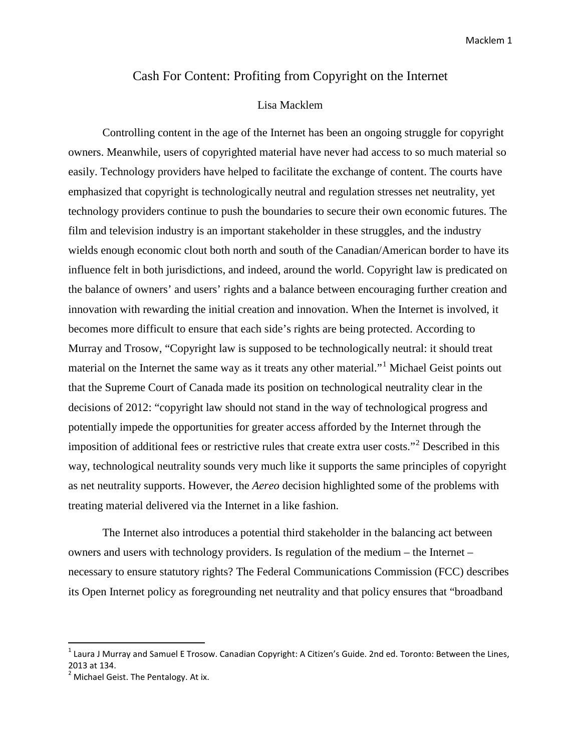# Cash For Content: Profiting from Copyright on the Internet

Lisa Macklem

Controlling content in the age of the Internet has been an ongoing struggle for copyright owners. Meanwhile, users of copyrighted material have never had access to so much material so easily. Technology providers have helped to facilitate the exchange of content. The courts have emphasized that copyright is technologically neutral and regulation stresses net neutrality, yet technology providers continue to push the boundaries to secure their own economic futures. The film and television industry is an important stakeholder in these struggles, and the industry wields enough economic clout both north and south of the Canadian/American border to have its influence felt in both jurisdictions, and indeed, around the world. Copyright law is predicated on the balance of owners' and users' rights and a balance between encouraging further creation and innovation with rewarding the initial creation and innovation. When the Internet is involved, it becomes more difficult to ensure that each side's rights are being protected. According to Murray and Trosow, "Copyright law is supposed to be technologically neutral: it should treat material on the Internet the same way as it treats any other material."[1] Michael Geist points out that the Supreme Court of Canada made its position on technological neutrality clear in the decisions of 2012: "copyright law should not stand in the way of technological progress and potentially impede the opportunities for greater access afforded by the Internet through the imposition of additional fees or restrictive rules that create extra user costs."[2] Described in this way, technological neutrality sounds very much like it supports the same principles of copyright as net neutrality supports. However, the *Aereo* decision highlighted some of the problems with treating material delivered via the Internet in a like fashion.

The Internet also introduces a potential third stakeholder in the balancing act between owners and users with technology providers. Is regulation of the medium – the Internet – necessary to ensure statutory rights? The Federal Communications Commission (FCC) describes its Open Internet policy as foregrounding net neutrality and that policy ensures that "broadband

---

[1] Laura J Murray and Samuel E Trosow. Canadian Copyright: A Citizen's Guide. 2nd ed. Toronto: Between the Lines, 2013 at 134.

[2] Michael Geist. The Pentalogy. At ix.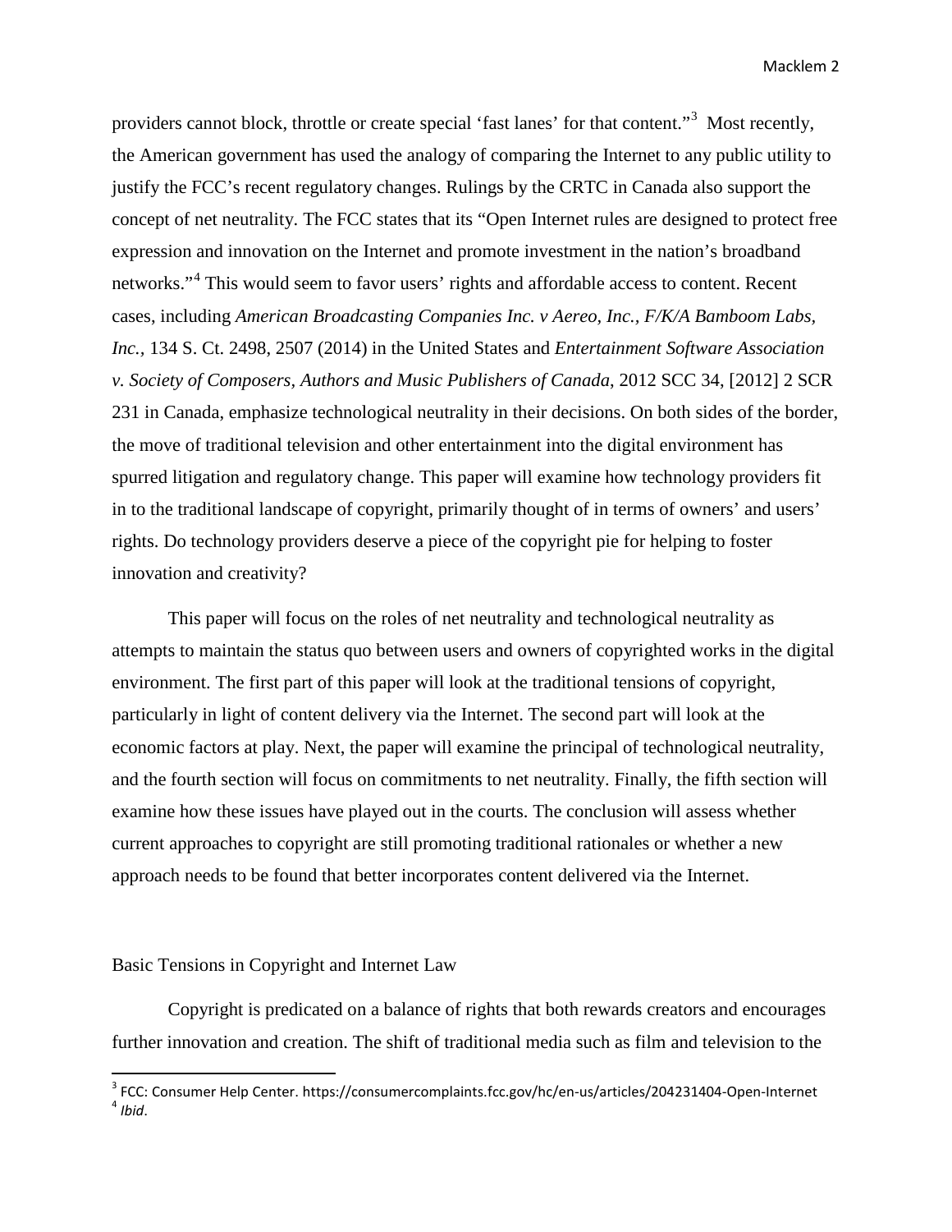providers cannot block, throttle or create special 'fast lanes' for that content."[3] Most recently, the American government has used the analogy of comparing the Internet to any public utility to justify the FCC's recent regulatory changes. Rulings by the CRTC in Canada also support the concept of net neutrality. The FCC states that its "Open Internet rules are designed to protect free expression and innovation on the Internet and promote investment in the nation's broadband networks."[4] This would seem to favor users' rights and affordable access to content. Recent cases, including *American Broadcasting Companies Inc. v Aereo, Inc., F/K/A Bamboom Labs, Inc.*, 134 S. Ct. 2498, 2507 (2014) in the United States and *Entertainment Software Association v. Society of Composers, Authors and Music Publishers of Canada*, 2012 SCC 34, [2012] 2 SCR 231 in Canada, emphasize technological neutrality in their decisions. On both sides of the border, the move of traditional television and other entertainment into the digital environment has spurred litigation and regulatory change. This paper will examine how technology providers fit in to the traditional landscape of copyright, primarily thought of in terms of owners' and users' rights. Do technology providers deserve a piece of the copyright pie for helping to foster innovation and creativity?

This paper will focus on the roles of net neutrality and technological neutrality as attempts to maintain the status quo between users and owners of copyrighted works in the digital environment. The first part of this paper will look at the traditional tensions of copyright, particularly in light of content delivery via the Internet. The second part will look at the economic factors at play. Next, the paper will examine the principal of technological neutrality, and the fourth section will focus on commitments to net neutrality. Finally, the fifth section will examine how these issues have played out in the courts. The conclusion will assess whether current approaches to copyright are still promoting traditional rationales or whether a new approach needs to be found that better incorporates content delivered via the Internet.

## Basic Tensions in Copyright and Internet Law

Copyright is predicated on a balance of rights that both rewards creators and encourages further innovation and creation. The shift of traditional media such as film and television to the

---

[3] FCC: Consumer Help Center. https://consumercomplaints.fcc.gov/hc/en-us/articles/204231404-Open-Internet

[4] *Ibid*.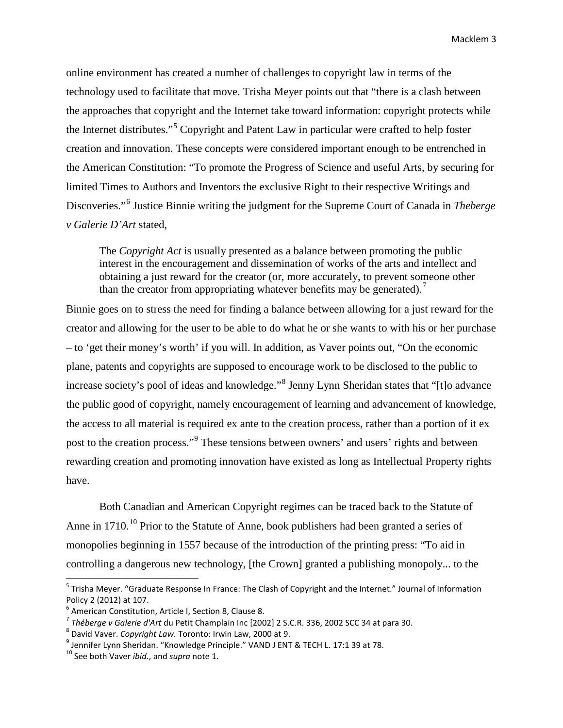online environment has created a number of challenges to copyright law in terms of the technology used to facilitate that move. Trisha Meyer points out that "there is a clash between the approaches that copyright and the Internet take toward information: copyright protects while the Internet distributes."[5] Copyright and Patent Law in particular were crafted to help foster creation and innovation. These concepts were considered important enough to be entrenched in the American Constitution: "To promote the Progress of Science and useful Arts, by securing for limited Times to Authors and Inventors the exclusive Right to their respective Writings and Discoveries."[6] Justice Binnie writing the judgment for the Supreme Court of Canada in *Theberge v Galerie D'Art* stated,

> The *Copyright Act* is usually presented as a balance between promoting the public interest in the encouragement and dissemination of works of the arts and intellect and obtaining a just reward for the creator (or, more accurately, to prevent someone other than the creator from appropriating whatever benefits may be generated).[7]

Binnie goes on to stress the need for finding a balance between allowing for a just reward for the creator and allowing for the user to be able to do what he or she wants to with his or her purchase – to 'get their money's worth' if you will. In addition, as Vaver points out, "On the economic plane, patents and copyrights are supposed to encourage work to be disclosed to the public to increase society's pool of ideas and knowledge."[8] Jenny Lynn Sheridan states that "[t]o advance the public good of copyright, namely encouragement of learning and advancement of knowledge, the access to all material is required ex ante to the creation process, rather than a portion of it ex post to the creation process."[9] These tensions between owners' and users' rights and between rewarding creation and promoting innovation have existed as long as Intellectual Property rights have.

Both Canadian and American Copyright regimes can be traced back to the Statute of Anne in 1710.[10] Prior to the Statute of Anne, book publishers had been granted a series of monopolies beginning in 1557 because of the introduction of the printing press: "To aid in controlling a dangerous new technology, [the Crown] granted a publishing monopoly... to the

---

[5] Trisha Meyer. "Graduate Response In France: The Clash of Copyright and the Internet." Journal of Information Policy 2 (2012) at 107.

[6] American Constitution, Article I, Section 8, Clause 8.

[7] *Théberge v Galerie d'Art* du Petit Champlain Inc [2002] 2 S.C.R. 336, 2002 SCC 34 at para 30.

[8] David Vaver. *Copyright Law*. Toronto: Irwin Law, 2000 at 9.

[9] Jennifer Lynn Sheridan. "Knowledge Principle." VAND J ENT & TECH L. 17:1 39 at 78.

[10] See both Vaver *ibid.*, and *supra* note 1.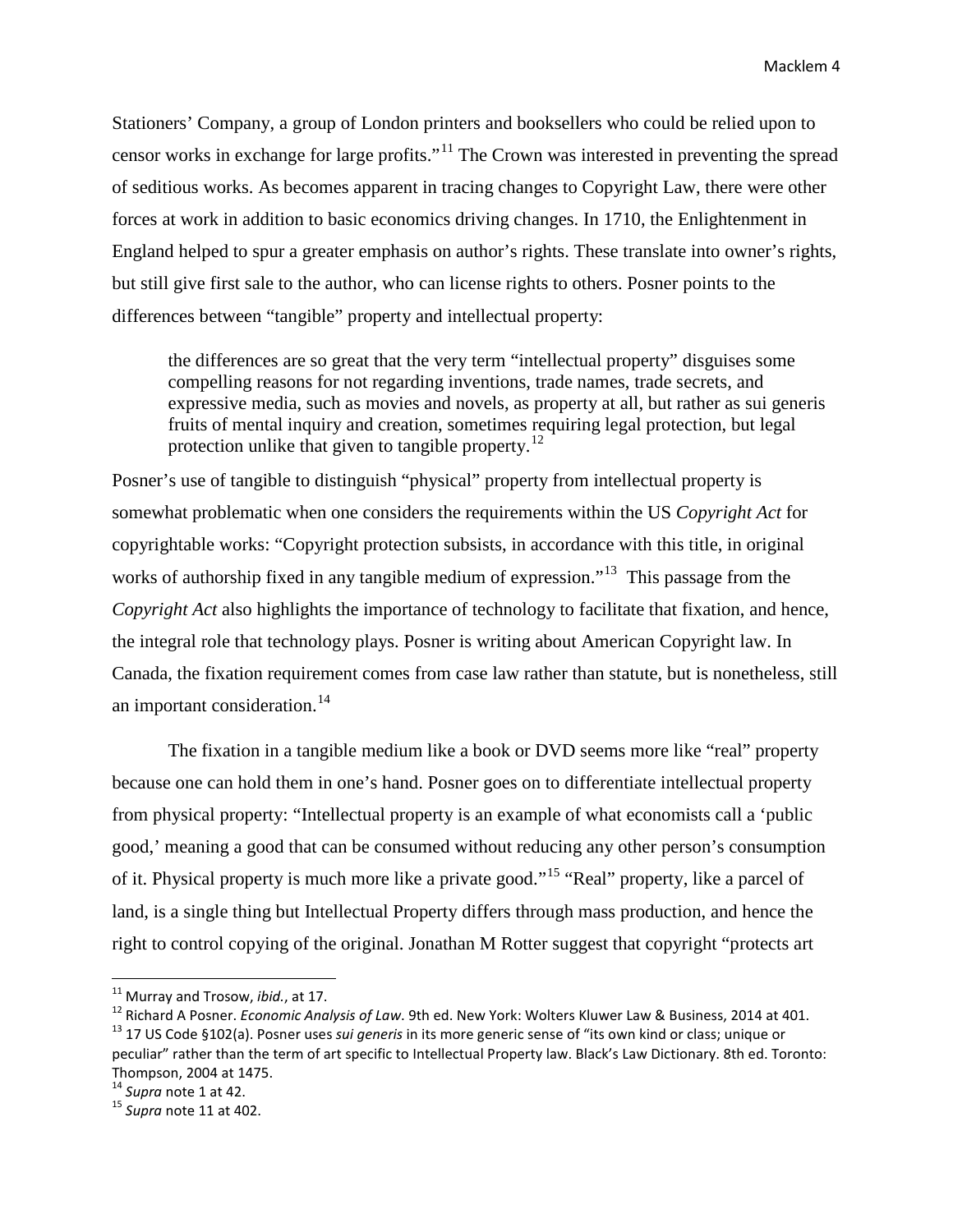Stationers' Company, a group of London printers and booksellers who could be relied upon to censor works in exchange for large profits."[11] The Crown was interested in preventing the spread of seditious works. As becomes apparent in tracing changes to Copyright Law, there were other forces at work in addition to basic economics driving changes. In 1710, the Enlightenment in England helped to spur a greater emphasis on author's rights. These translate into owner's rights, but still give first sale to the author, who can license rights to others. Posner points to the differences between "tangible" property and intellectual property:

> the differences are so great that the very term "intellectual property" disguises some compelling reasons for not regarding inventions, trade names, trade secrets, and expressive media, such as movies and novels, as property at all, but rather as sui generis fruits of mental inquiry and creation, sometimes requiring legal protection, but legal protection unlike that given to tangible property.[12]

Posner's use of tangible to distinguish "physical" property from intellectual property is somewhat problematic when one considers the requirements within the US *Copyright Act* for copyrightable works: "Copyright protection subsists, in accordance with this title, in original works of authorship fixed in any tangible medium of expression."[13] This passage from the *Copyright Act* also highlights the importance of technology to facilitate that fixation, and hence, the integral role that technology plays. Posner is writing about American Copyright law. In Canada, the fixation requirement comes from case law rather than statute, but is nonetheless, still an important consideration.[14]

The fixation in a tangible medium like a book or DVD seems more like "real" property because one can hold them in one's hand. Posner goes on to differentiate intellectual property from physical property: "Intellectual property is an example of what economists call a 'public good,' meaning a good that can be consumed without reducing any other person's consumption of it. Physical property is much more like a private good."[15] "Real" property, like a parcel of land, is a single thing but Intellectual Property differs through mass production, and hence the right to control copying of the original. Jonathan M Rotter suggest that copyright "protects art

---

[11] Murray and Trosow, *ibid.*, at 17.

[12] Richard A Posner. *Economic Analysis of Law*. 9th ed. New York: Wolters Kluwer Law & Business, 2014 at 401.

[13] 17 US Code §102(a). Posner uses *sui generis* in its more generic sense of "its own kind or class; unique or peculiar" rather than the term of art specific to Intellectual Property law. Black's Law Dictionary. 8th ed. Toronto: Thompson, 2004 at 1475.

[14] *Supra* note 1 at 42.

[15] *Supra* note 11 at 402.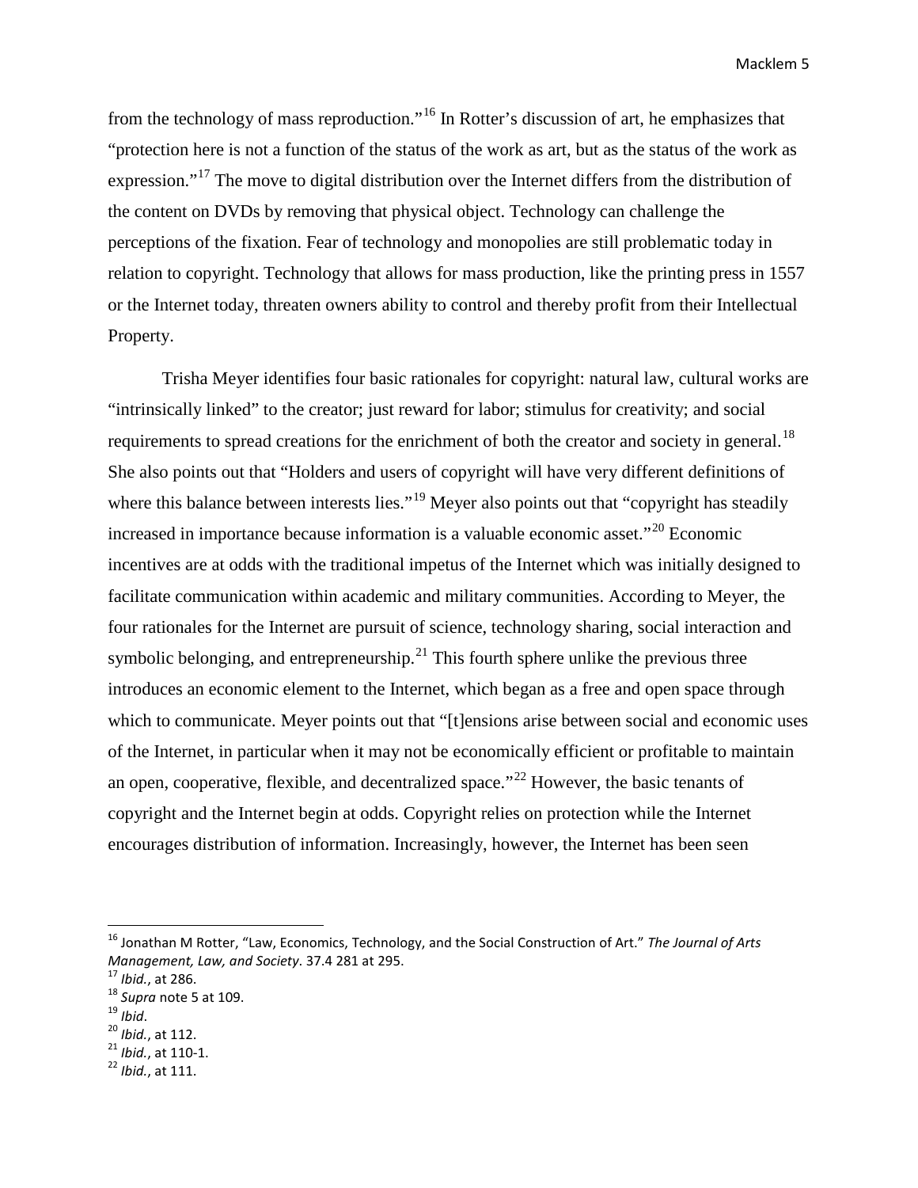from the technology of mass reproduction."[16] In Rotter's discussion of art, he emphasizes that "protection here is not a function of the status of the work as art, but as the status of the work as expression."[17] The move to digital distribution over the Internet differs from the distribution of the content on DVDs by removing that physical object. Technology can challenge the perceptions of the fixation. Fear of technology and monopolies are still problematic today in relation to copyright. Technology that allows for mass production, like the printing press in 1557 or the Internet today, threaten owners ability to control and thereby profit from their Intellectual Property.

Trisha Meyer identifies four basic rationales for copyright: natural law, cultural works are "intrinsically linked" to the creator; just reward for labor; stimulus for creativity; and social requirements to spread creations for the enrichment of both the creator and society in general.[18] She also points out that "Holders and users of copyright will have very different definitions of where this balance between interests lies."[19] Meyer also points out that "copyright has steadily increased in importance because information is a valuable economic asset."[20] Economic incentives are at odds with the traditional impetus of the Internet which was initially designed to facilitate communication within academic and military communities. According to Meyer, the four rationales for the Internet are pursuit of science, technology sharing, social interaction and symbolic belonging, and entrepreneurship.[21] This fourth sphere unlike the previous three introduces an economic element to the Internet, which began as a free and open space through which to communicate. Meyer points out that "[t]ensions arise between social and economic uses of the Internet, in particular when it may not be economically efficient or profitable to maintain an open, cooperative, flexible, and decentralized space."[22] However, the basic tenants of copyright and the Internet begin at odds. Copyright relies on protection while the Internet encourages distribution of information. Increasingly, however, the Internet has been seen

---

[16] Jonathan M Rotter, "Law, Economics, Technology, and the Social Construction of Art." *The Journal of Arts Management, Law, and Society*. 37.4 281 at 295.

[17] *Ibid.*, at 286.

[18] *Supra* note 5 at 109.

[19] *Ibid*.

[20] *Ibid.*, at 112.

[21] *Ibid.*, at 110-1.

[22] *Ibid.*, at 111.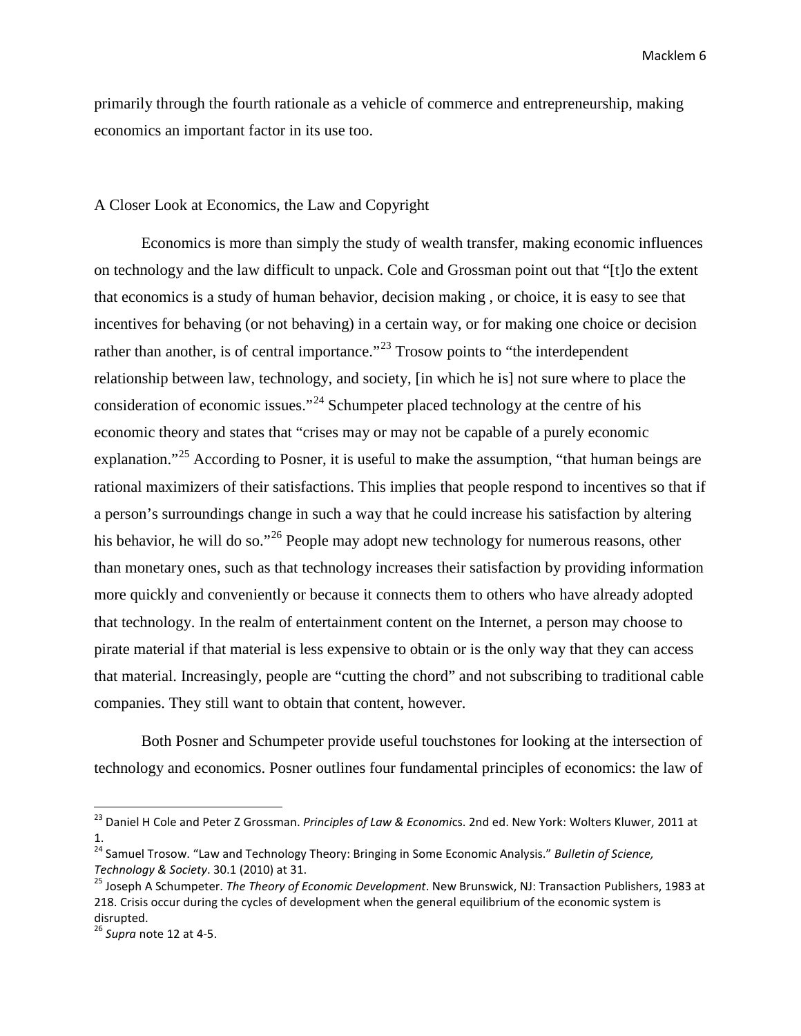primarily through the fourth rationale as a vehicle of commerce and entrepreneurship, making economics an important factor in its use too.

## A Closer Look at Economics, the Law and Copyright

Economics is more than simply the study of wealth transfer, making economic influences on technology and the law difficult to unpack. Cole and Grossman point out that "[t]o the extent that economics is a study of human behavior, decision making , or choice, it is easy to see that incentives for behaving (or not behaving) in a certain way, or for making one choice or decision rather than another, is of central importance."[23] Trosow points to "the interdependent relationship between law, technology, and society, [in which he is] not sure where to place the consideration of economic issues."[24] Schumpeter placed technology at the centre of his economic theory and states that "crises may or may not be capable of a purely economic explanation."[25] According to Posner, it is useful to make the assumption, "that human beings are rational maximizers of their satisfactions. This implies that people respond to incentives so that if a person's surroundings change in such a way that he could increase his satisfaction by altering his behavior, he will do so."[26] People may adopt new technology for numerous reasons, other than monetary ones, such as that technology increases their satisfaction by providing information more quickly and conveniently or because it connects them to others who have already adopted that technology. In the realm of entertainment content on the Internet, a person may choose to pirate material if that material is less expensive to obtain or is the only way that they can access that material. Increasingly, people are "cutting the chord" and not subscribing to traditional cable companies. They still want to obtain that content, however.

Both Posner and Schumpeter provide useful touchstones for looking at the intersection of technology and economics. Posner outlines four fundamental principles of economics: the law of

---

[23] Daniel H Cole and Peter Z Grossman. *Principles of Law & Economics.* 2nd ed. New York: Wolters Kluwer, 2011 at 1.

[24] Samuel Trosow. "Law and Technology Theory: Bringing in Some Economic Analysis." *Bulletin of Science, Technology & Society*. 30.1 (2010) at 31.

[25] Joseph A Schumpeter. *The Theory of Economic Development*. New Brunswick, NJ: Transaction Publishers, 1983 at 218. Crisis occur during the cycles of development when the general equilibrium of the economic system is disrupted.

[26] *Supra* note 12 at 4-5.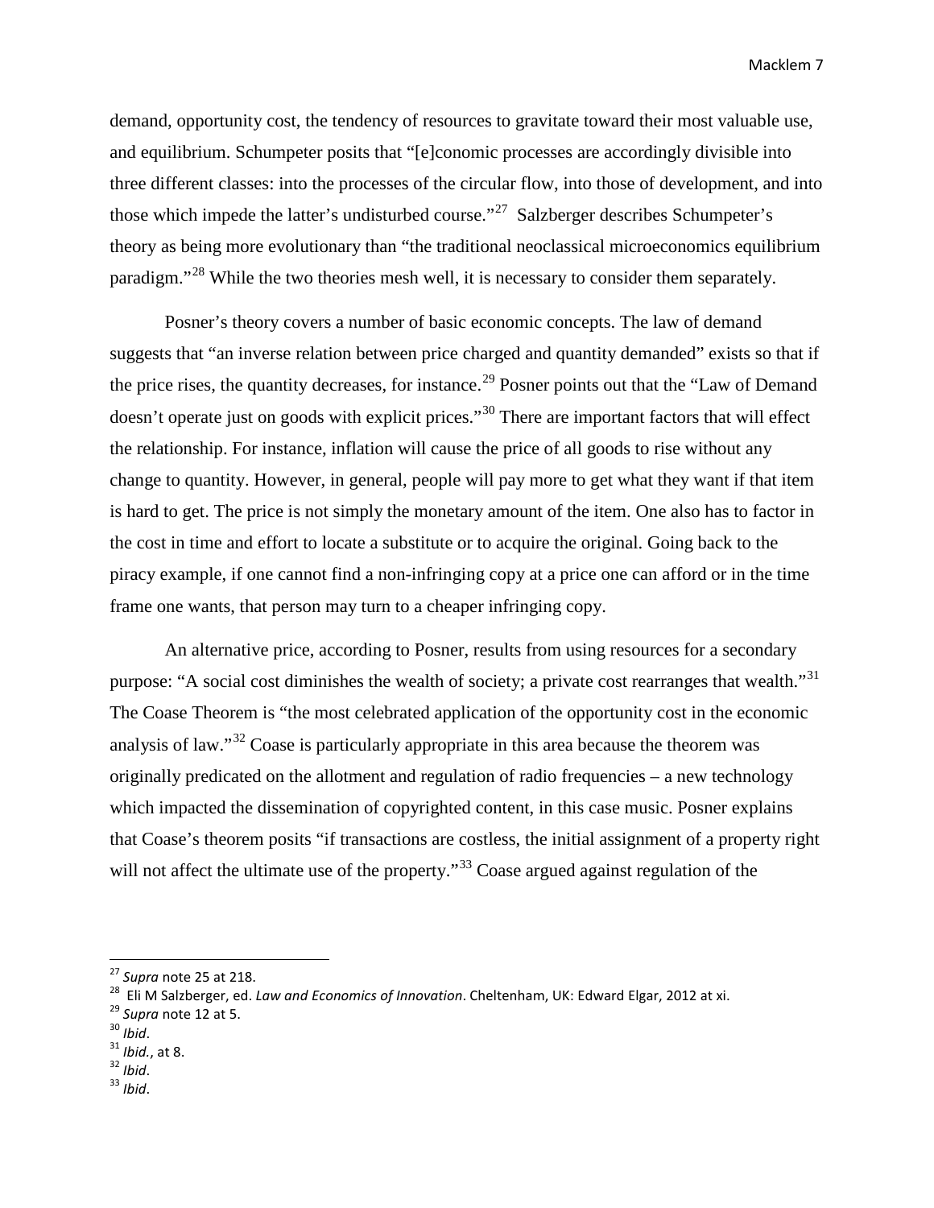demand, opportunity cost, the tendency of resources to gravitate toward their most valuable use, and equilibrium. Schumpeter posits that "[e]conomic processes are accordingly divisible into three different classes: into the processes of the circular flow, into those of development, and into those which impede the latter's undisturbed course."[27] Salzberger describes Schumpeter's theory as being more evolutionary than "the traditional neoclassical microeconomics equilibrium paradigm."[28] While the two theories mesh well, it is necessary to consider them separately.

Posner's theory covers a number of basic economic concepts. The law of demand suggests that "an inverse relation between price charged and quantity demanded" exists so that if the price rises, the quantity decreases, for instance.[29] Posner points out that the "Law of Demand doesn't operate just on goods with explicit prices."[30] There are important factors that will effect the relationship. For instance, inflation will cause the price of all goods to rise without any change to quantity. However, in general, people will pay more to get what they want if that item is hard to get. The price is not simply the monetary amount of the item. One also has to factor in the cost in time and effort to locate a substitute or to acquire the original. Going back to the piracy example, if one cannot find a non-infringing copy at a price one can afford or in the time frame one wants, that person may turn to a cheaper infringing copy.

An alternative price, according to Posner, results from using resources for a secondary purpose: "A social cost diminishes the wealth of society; a private cost rearranges that wealth."[31] The Coase Theorem is "the most celebrated application of the opportunity cost in the economic analysis of law."[32] Coase is particularly appropriate in this area because the theorem was originally predicated on the allotment and regulation of radio frequencies – a new technology which impacted the dissemination of copyrighted content, in this case music. Posner explains that Coase's theorem posits "if transactions are costless, the initial assignment of a property right will not affect the ultimate use of the property."[33] Coase argued against regulation of the

---

[27] *Supra* note 25 at 218.

[28] Eli M Salzberger, ed. *Law and Economics of Innovation*. Cheltenham, UK: Edward Elgar, 2012 at xi.

[29] *Supra* note 12 at 5.

[30] *Ibid*.

[31] *Ibid.*, at 8.

[32] *Ibid*.

[33] *Ibid*.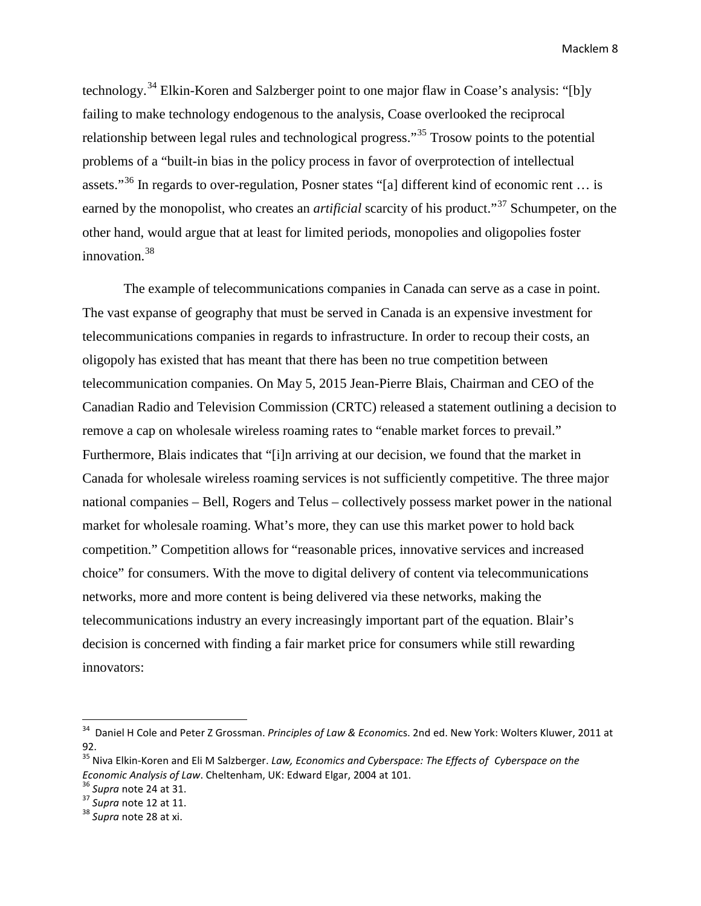technology.[34] Elkin-Koren and Salzberger point to one major flaw in Coase's analysis: "[b]y failing to make technology endogenous to the analysis, Coase overlooked the reciprocal relationship between legal rules and technological progress."[35] Trosow points to the potential problems of a "built-in bias in the policy process in favor of overprotection of intellectual assets."[36] In regards to over-regulation, Posner states "[a] different kind of economic rent … is earned by the monopolist, who creates an *artificial* scarcity of his product."[37] Schumpeter, on the other hand, would argue that at least for limited periods, monopolies and oligopolies foster innovation.[38]

The example of telecommunications companies in Canada can serve as a case in point. The vast expanse of geography that must be served in Canada is an expensive investment for telecommunications companies in regards to infrastructure. In order to recoup their costs, an oligopoly has existed that has meant that there has been no true competition between telecommunication companies. On May 5, 2015 Jean-Pierre Blais, Chairman and CEO of the Canadian Radio and Television Commission (CRTC) released a statement outlining a decision to remove a cap on wholesale wireless roaming rates to "enable market forces to prevail." Furthermore, Blais indicates that "[i]n arriving at our decision, we found that the market in Canada for wholesale wireless roaming services is not sufficiently competitive. The three major national companies – Bell, Rogers and Telus – collectively possess market power in the national market for wholesale roaming. What's more, they can use this market power to hold back competition." Competition allows for "reasonable prices, innovative services and increased choice" for consumers. With the move to digital delivery of content via telecommunications networks, more and more content is being delivered via these networks, making the telecommunications industry an every increasingly important part of the equation. Blair's decision is concerned with finding a fair market price for consumers while still rewarding innovators:

---

[34] Daniel H Cole and Peter Z Grossman. *Principles of Law & Economics*. 2nd ed. New York: Wolters Kluwer, 2011 at 92.

[35] Niva Elkin-Koren and Eli M Salzberger. *Law, Economics and Cyberspace: The Effects of Cyberspace on the Economic Analysis of Law*. Cheltenham, UK: Edward Elgar, 2004 at 101.

[36] *Supra* note 24 at 31.

[37] *Supra* note 12 at 11.

[38] *Supra* note 28 at xi.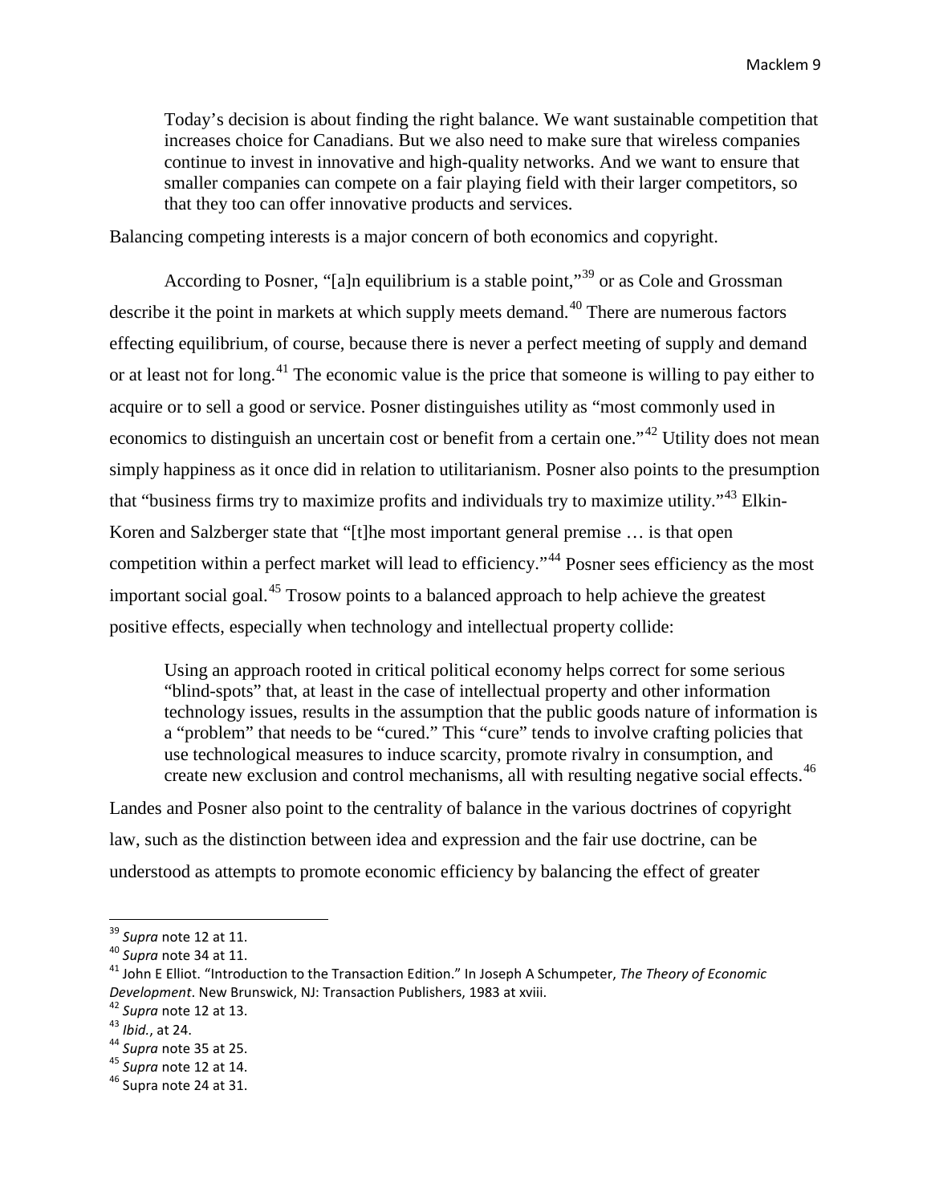> Today's decision is about finding the right balance. We want sustainable competition that increases choice for Canadians. But we also need to make sure that wireless companies continue to invest in innovative and high-quality networks. And we want to ensure that smaller companies can compete on a fair playing field with their larger competitors, so that they too can offer innovative products and services.

Balancing competing interests is a major concern of both economics and copyright.

According to Posner, "[a]n equilibrium is a stable point,"[39] or as Cole and Grossman describe it the point in markets at which supply meets demand.[40] There are numerous factors effecting equilibrium, of course, because there is never a perfect meeting of supply and demand or at least not for long.[41] The economic value is the price that someone is willing to pay either to acquire or to sell a good or service. Posner distinguishes utility as "most commonly used in economics to distinguish an uncertain cost or benefit from a certain one."[42] Utility does not mean simply happiness as it once did in relation to utilitarianism. Posner also points to the presumption that "business firms try to maximize profits and individuals try to maximize utility."[43] Elkin-Koren and Salzberger state that "[t]he most important general premise … is that open competition within a perfect market will lead to efficiency."[44] Posner sees efficiency as the most important social goal.[45] Trosow points to a balanced approach to help achieve the greatest positive effects, especially when technology and intellectual property collide:

> Using an approach rooted in critical political economy helps correct for some serious "blind-spots" that, at least in the case of intellectual property and other information technology issues, results in the assumption that the public goods nature of information is a "problem" that needs to be "cured." This "cure" tends to involve crafting policies that use technological measures to induce scarcity, promote rivalry in consumption, and create new exclusion and control mechanisms, all with resulting negative social effects.[46]

Landes and Posner also point to the centrality of balance in the various doctrines of copyright law, such as the distinction between idea and expression and the fair use doctrine, can be understood as attempts to promote economic efficiency by balancing the effect of greater

---

[39] *Supra* note 12 at 11.
[40] *Supra* note 34 at 11.
[41] John E Elliot. "Introduction to the Transaction Edition." In Joseph A Schumpeter, *The Theory of Economic Development*. New Brunswick, NJ: Transaction Publishers, 1983 at xviii.
[42] *Supra* note 12 at 13.
[43] *Ibid.*, at 24.
[44] *Supra* note 35 at 25.
[45] *Supra* note 12 at 14.
[46] Supra note 24 at 31.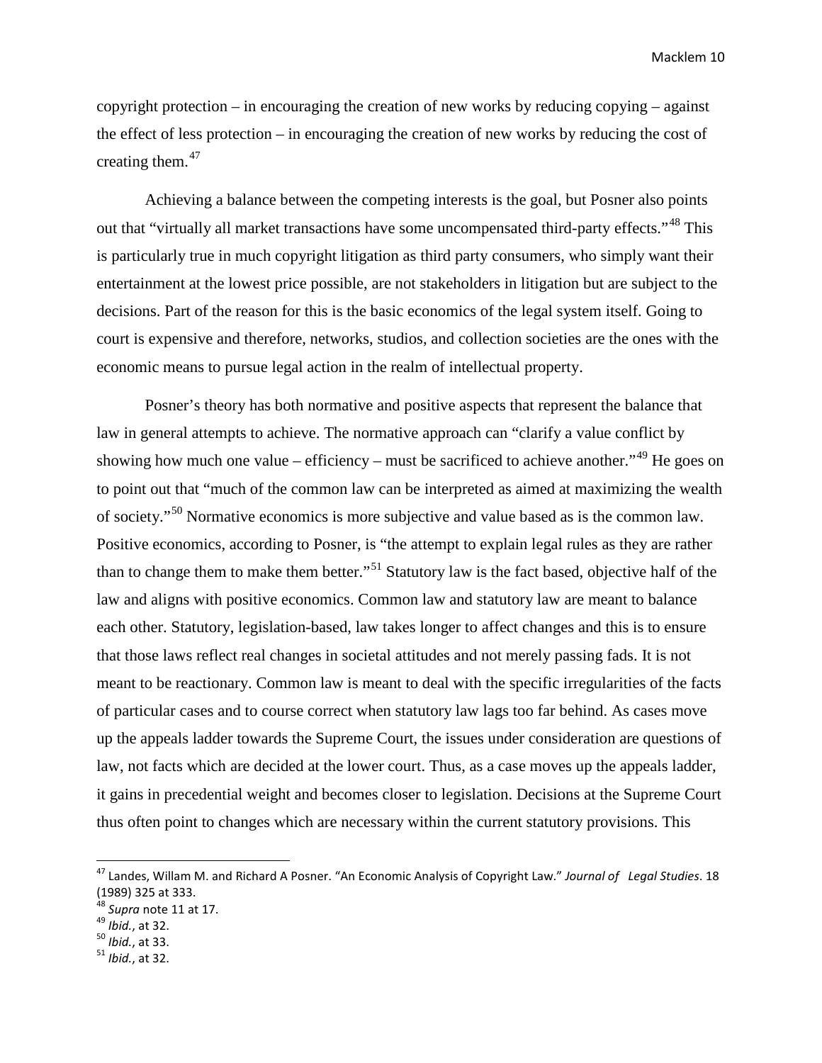copyright protection – in encouraging the creation of new works by reducing copying – against the effect of less protection – in encouraging the creation of new works by reducing the cost of creating them.[47]

Achieving a balance between the competing interests is the goal, but Posner also points out that "virtually all market transactions have some uncompensated third-party effects."[48] This is particularly true in much copyright litigation as third party consumers, who simply want their entertainment at the lowest price possible, are not stakeholders in litigation but are subject to the decisions. Part of the reason for this is the basic economics of the legal system itself. Going to court is expensive and therefore, networks, studios, and collection societies are the ones with the economic means to pursue legal action in the realm of intellectual property.

Posner's theory has both normative and positive aspects that represent the balance that law in general attempts to achieve. The normative approach can "clarify a value conflict by showing how much one value – efficiency – must be sacrificed to achieve another."[49] He goes on to point out that "much of the common law can be interpreted as aimed at maximizing the wealth of society."[50] Normative economics is more subjective and value based as is the common law. Positive economics, according to Posner, is "the attempt to explain legal rules as they are rather than to change them to make them better."[51] Statutory law is the fact based, objective half of the law and aligns with positive economics. Common law and statutory law are meant to balance each other. Statutory, legislation-based, law takes longer to affect changes and this is to ensure that those laws reflect real changes in societal attitudes and not merely passing fads. It is not meant to be reactionary. Common law is meant to deal with the specific irregularities of the facts of particular cases and to course correct when statutory law lags too far behind. As cases move up the appeals ladder towards the Supreme Court, the issues under consideration are questions of law, not facts which are decided at the lower court. Thus, as a case moves up the appeals ladder, it gains in precedential weight and becomes closer to legislation. Decisions at the Supreme Court thus often point to changes which are necessary within the current statutory provisions. This

---

[47] Landes, Willam M. and Richard A Posner. "An Economic Analysis of Copyright Law." *Journal of Legal Studies*. 18 (1989) 325 at 333.

[48] *Supra* note 11 at 17.

[49] *Ibid.*, at 32.

[50] *Ibid.*, at 33.

[51] *Ibid.*, at 32.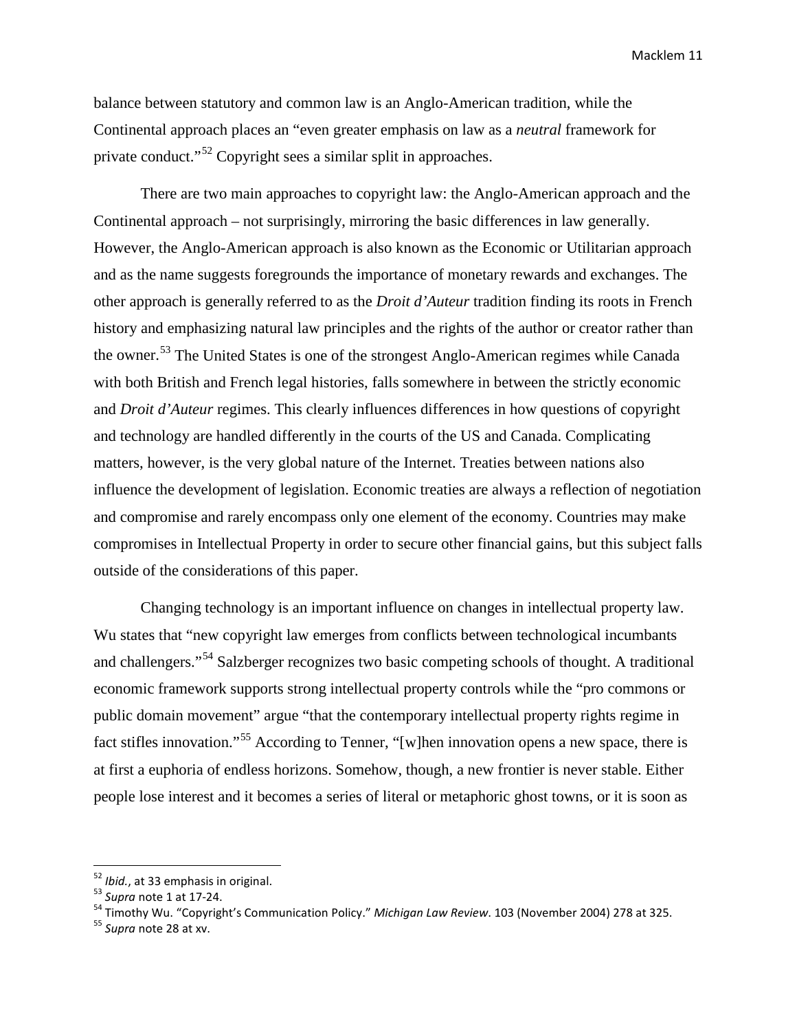balance between statutory and common law is an Anglo-American tradition, while the Continental approach places an "even greater emphasis on law as a *neutral* framework for private conduct."[52] Copyright sees a similar split in approaches.

There are two main approaches to copyright law: the Anglo-American approach and the Continental approach – not surprisingly, mirroring the basic differences in law generally. However, the Anglo-American approach is also known as the Economic or Utilitarian approach and as the name suggests foregrounds the importance of monetary rewards and exchanges. The other approach is generally referred to as the *Droit d'Auteur* tradition finding its roots in French history and emphasizing natural law principles and the rights of the author or creator rather than the owner.[53] The United States is one of the strongest Anglo-American regimes while Canada with both British and French legal histories, falls somewhere in between the strictly economic and *Droit d'Auteur* regimes. This clearly influences differences in how questions of copyright and technology are handled differently in the courts of the US and Canada. Complicating matters, however, is the very global nature of the Internet. Treaties between nations also influence the development of legislation. Economic treaties are always a reflection of negotiation and compromise and rarely encompass only one element of the economy. Countries may make compromises in Intellectual Property in order to secure other financial gains, but this subject falls outside of the considerations of this paper.

Changing technology is an important influence on changes in intellectual property law. Wu states that "new copyright law emerges from conflicts between technological incumbants and challengers."[54] Salzberger recognizes two basic competing schools of thought. A traditional economic framework supports strong intellectual property controls while the "pro commons or public domain movement" argue "that the contemporary intellectual property rights regime in fact stifles innovation."[55] According to Tenner, "[w]hen innovation opens a new space, there is at first a euphoria of endless horizons. Somehow, though, a new frontier is never stable. Either people lose interest and it becomes a series of literal or metaphoric ghost towns, or it is soon as

---

[52] *Ibid.*, at 33 emphasis in original.

[53] *Supra* note 1 at 17-24.

[54] Timothy Wu. "Copyright's Communication Policy." *Michigan Law Review*. 103 (November 2004) 278 at 325.

[55] *Supra* note 28 at xv.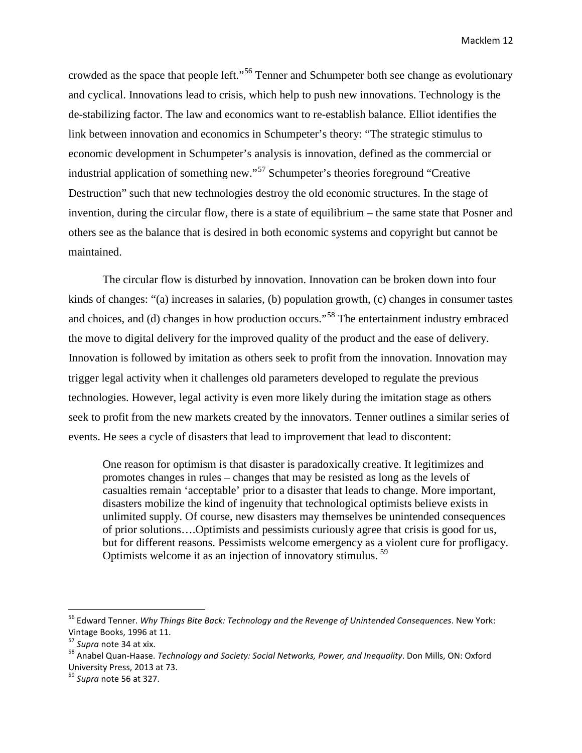crowded as the space that people left."[56] Tenner and Schumpeter both see change as evolutionary and cyclical. Innovations lead to crisis, which help to push new innovations. Technology is the de-stabilizing factor. The law and economics want to re-establish balance. Elliot identifies the link between innovation and economics in Schumpeter's theory: "The strategic stimulus to economic development in Schumpeter's analysis is innovation, defined as the commercial or industrial application of something new."[57] Schumpeter's theories foreground "Creative Destruction" such that new technologies destroy the old economic structures. In the stage of invention, during the circular flow, there is a state of equilibrium – the same state that Posner and others see as the balance that is desired in both economic systems and copyright but cannot be maintained.

The circular flow is disturbed by innovation. Innovation can be broken down into four kinds of changes: "(a) increases in salaries, (b) population growth, (c) changes in consumer tastes and choices, and (d) changes in how production occurs."[58] The entertainment industry embraced the move to digital delivery for the improved quality of the product and the ease of delivery. Innovation is followed by imitation as others seek to profit from the innovation. Innovation may trigger legal activity when it challenges old parameters developed to regulate the previous technologies. However, legal activity is even more likely during the imitation stage as others seek to profit from the new markets created by the innovators. Tenner outlines a similar series of events. He sees a cycle of disasters that lead to improvement that lead to discontent:

> One reason for optimism is that disaster is paradoxically creative. It legitimizes and promotes changes in rules – changes that may be resisted as long as the levels of casualties remain 'acceptable' prior to a disaster that leads to change. More important, disasters mobilize the kind of ingenuity that technological optimists believe exists in unlimited supply. Of course, new disasters may themselves be unintended consequences of prior solutions….Optimists and pessimists curiously agree that crisis is good for us, but for different reasons. Pessimists welcome emergency as a violent cure for profligacy. Optimists welcome it as an injection of innovatory stimulus. [59]

---

[56] Edward Tenner. *Why Things Bite Back: Technology and the Revenge of Unintended Consequences*. New York: Vintage Books, 1996 at 11.

[57] *Supra* note 34 at xix.

[58] Anabel Quan-Haase. *Technology and Society: Social Networks, Power, and Inequality*. Don Mills, ON: Oxford University Press, 2013 at 73.

[59] *Supra* note 56 at 327.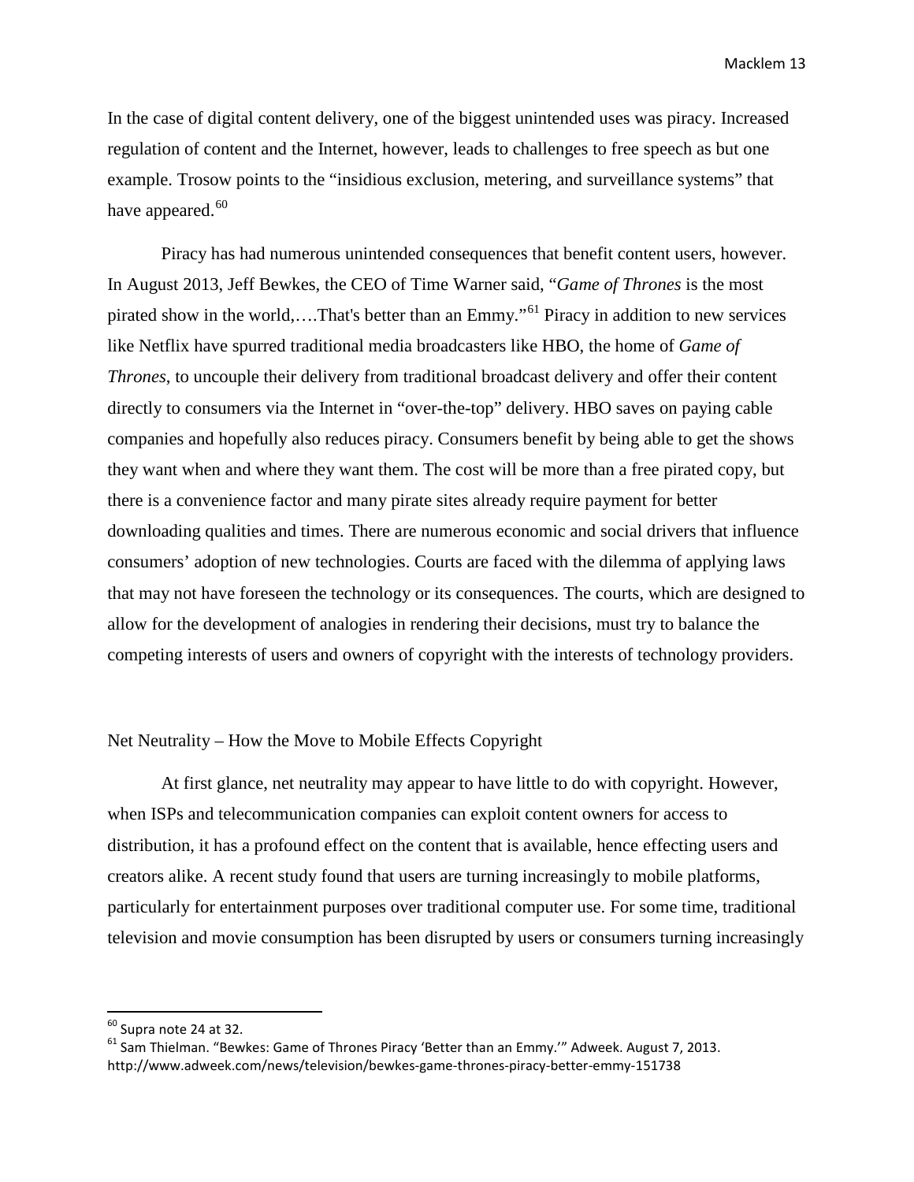In the case of digital content delivery, one of the biggest unintended uses was piracy. Increased regulation of content and the Internet, however, leads to challenges to free speech as but one example. Trosow points to the "insidious exclusion, metering, and surveillance systems" that have appeared.[60]

Piracy has had numerous unintended consequences that benefit content users, however. In August 2013, Jeff Bewkes, the CEO of Time Warner said, "*Game of Thrones* is the most pirated show in the world,….That's better than an Emmy."[61] Piracy in addition to new services like Netflix have spurred traditional media broadcasters like HBO, the home of *Game of Thrones*, to uncouple their delivery from traditional broadcast delivery and offer their content directly to consumers via the Internet in "over-the-top" delivery. HBO saves on paying cable companies and hopefully also reduces piracy. Consumers benefit by being able to get the shows they want when and where they want them. The cost will be more than a free pirated copy, but there is a convenience factor and many pirate sites already require payment for better downloading qualities and times. There are numerous economic and social drivers that influence consumers' adoption of new technologies. Courts are faced with the dilemma of applying laws that may not have foreseen the technology or its consequences. The courts, which are designed to allow for the development of analogies in rendering their decisions, must try to balance the competing interests of users and owners of copyright with the interests of technology providers.

## Net Neutrality – How the Move to Mobile Effects Copyright

At first glance, net neutrality may appear to have little to do with copyright. However, when ISPs and telecommunication companies can exploit content owners for access to distribution, it has a profound effect on the content that is available, hence effecting users and creators alike. A recent study found that users are turning increasingly to mobile platforms, particularly for entertainment purposes over traditional computer use. For some time, traditional television and movie consumption has been disrupted by users or consumers turning increasingly

---

[60] Supra note 24 at 32.

[61] Sam Thielman. "Bewkes: Game of Thrones Piracy 'Better than an Emmy.'" Adweek. August 7, 2013. http://www.adweek.com/news/television/bewkes-game-thrones-piracy-better-emmy-151738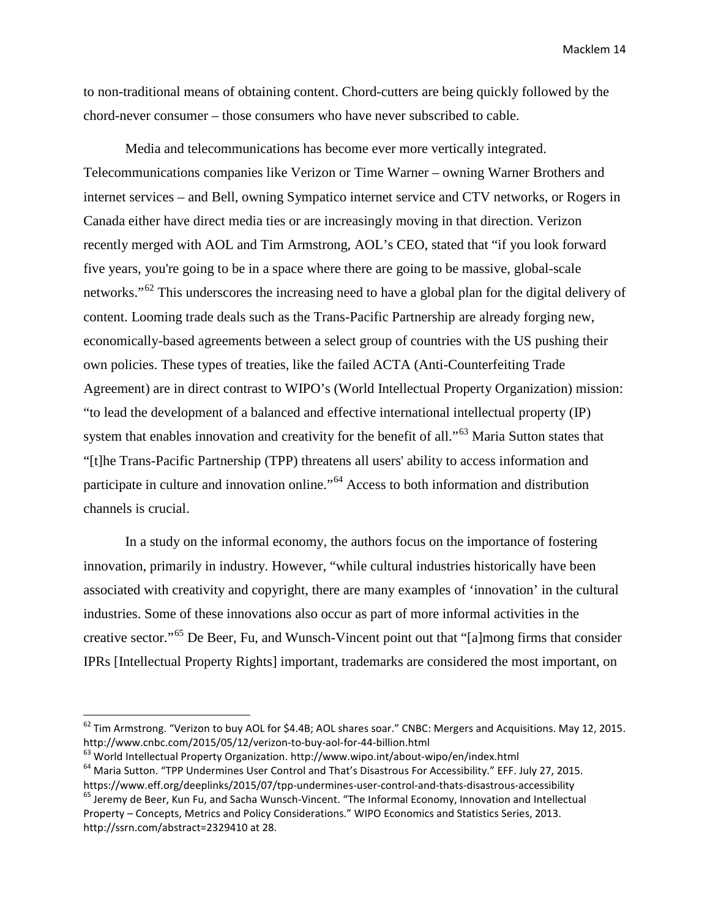to non-traditional means of obtaining content. Chord-cutters are being quickly followed by the chord-never consumer – those consumers who have never subscribed to cable.

Media and telecommunications has become ever more vertically integrated. Telecommunications companies like Verizon or Time Warner – owning Warner Brothers and internet services – and Bell, owning Sympatico internet service and CTV networks, or Rogers in Canada either have direct media ties or are increasingly moving in that direction. Verizon recently merged with AOL and Tim Armstrong, AOL's CEO, stated that "if you look forward five years, you're going to be in a space where there are going to be massive, global-scale networks."[62] This underscores the increasing need to have a global plan for the digital delivery of content. Looming trade deals such as the Trans-Pacific Partnership are already forging new, economically-based agreements between a select group of countries with the US pushing their own policies. These types of treaties, like the failed ACTA (Anti-Counterfeiting Trade Agreement) are in direct contrast to WIPO's (World Intellectual Property Organization) mission: "to lead the development of a balanced and effective international intellectual property (IP) system that enables innovation and creativity for the benefit of all."[63] Maria Sutton states that "[t]he Trans-Pacific Partnership (TPP) threatens all users' ability to access information and participate in culture and innovation online."[64] Access to both information and distribution channels is crucial.

In a study on the informal economy, the authors focus on the importance of fostering innovation, primarily in industry. However, "while cultural industries historically have been associated with creativity and copyright, there are many examples of 'innovation' in the cultural industries. Some of these innovations also occur as part of more informal activities in the creative sector."[65] De Beer, Fu, and Wunsch-Vincent point out that "[a]mong firms that consider IPRs [Intellectual Property Rights] important, trademarks are considered the most important, on

---

[62] Tim Armstrong. "Verizon to buy AOL for $4.4B; AOL shares soar." CNBC: Mergers and Acquisitions. May 12, 2015. http://www.cnbc.com/2015/05/12/verizon-to-buy-aol-for-44-billion.html

[63] World Intellectual Property Organization. http://www.wipo.int/about-wipo/en/index.html

[64] Maria Sutton. "TPP Undermines User Control and That's Disastrous For Accessibility." EFF. July 27, 2015. https://www.eff.org/deeplinks/2015/07/tpp-undermines-user-control-and-thats-disastrous-accessibility

[65] Jeremy de Beer, Kun Fu, and Sacha Wunsch-Vincent. "The Informal Economy, Innovation and Intellectual Property – Concepts, Metrics and Policy Considerations." WIPO Economics and Statistics Series, 2013. http://ssrn.com/abstract=2329410 at 28.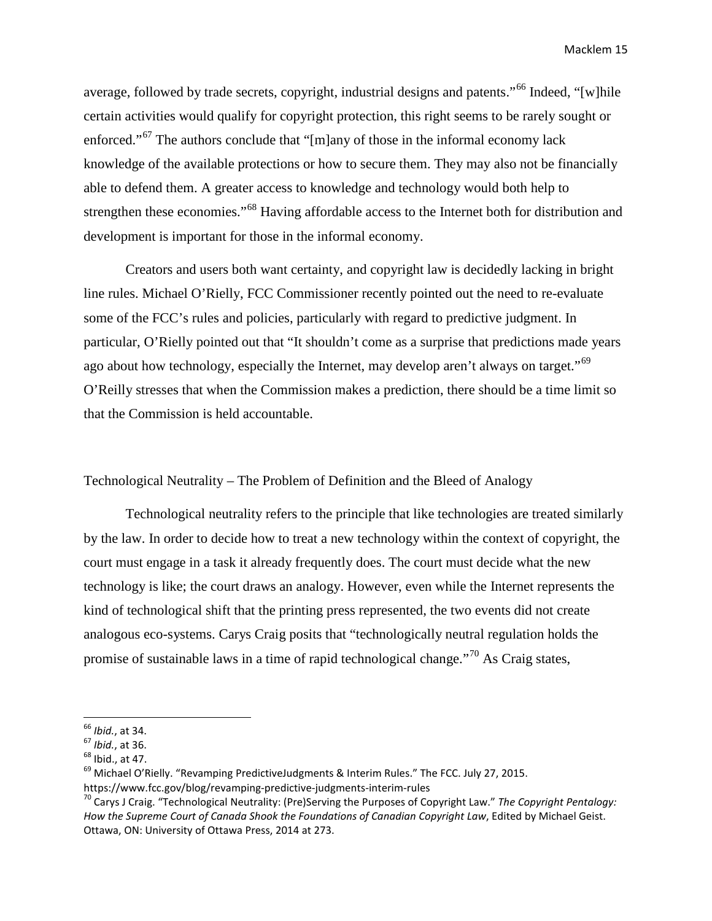average, followed by trade secrets, copyright, industrial designs and patents."[66] Indeed, "[w]hile certain activities would qualify for copyright protection, this right seems to be rarely sought or enforced."[67] The authors conclude that "[m]any of those in the informal economy lack knowledge of the available protections or how to secure them. They may also not be financially able to defend them. A greater access to knowledge and technology would both help to strengthen these economies."[68] Having affordable access to the Internet both for distribution and development is important for those in the informal economy.

Creators and users both want certainty, and copyright law is decidedly lacking in bright line rules. Michael O'Rielly, FCC Commissioner recently pointed out the need to re-evaluate some of the FCC's rules and policies, particularly with regard to predictive judgment. In particular, O'Rielly pointed out that "It shouldn't come as a surprise that predictions made years ago about how technology, especially the Internet, may develop aren't always on target."[69] O'Reilly stresses that when the Commission makes a prediction, there should be a time limit so that the Commission is held accountable.

## Technological Neutrality – The Problem of Definition and the Bleed of Analogy

Technological neutrality refers to the principle that like technologies are treated similarly by the law. In order to decide how to treat a new technology within the context of copyright, the court must engage in a task it already frequently does. The court must decide what the new technology is like; the court draws an analogy. However, even while the Internet represents the kind of technological shift that the printing press represented, the two events did not create analogous eco-systems. Carys Craig posits that "technologically neutral regulation holds the promise of sustainable laws in a time of rapid technological change."[70] As Craig states,

---

[66] *Ibid.*, at 34.

[67] *Ibid.*, at 36.

[68] Ibid., at 47.

[69] Michael O'Rielly. "Revamping PredictiveJudgments & Interim Rules." The FCC. July 27, 2015. https://www.fcc.gov/blog/revamping-predictive-judgments-interim-rules

[70] Carys J Craig. "Technological Neutrality: (Pre)Serving the Purposes of Copyright Law." *The Copyright Pentalogy: How the Supreme Court of Canada Shook the Foundations of Canadian Copyright Law*, Edited by Michael Geist. Ottawa, ON: University of Ottawa Press, 2014 at 273.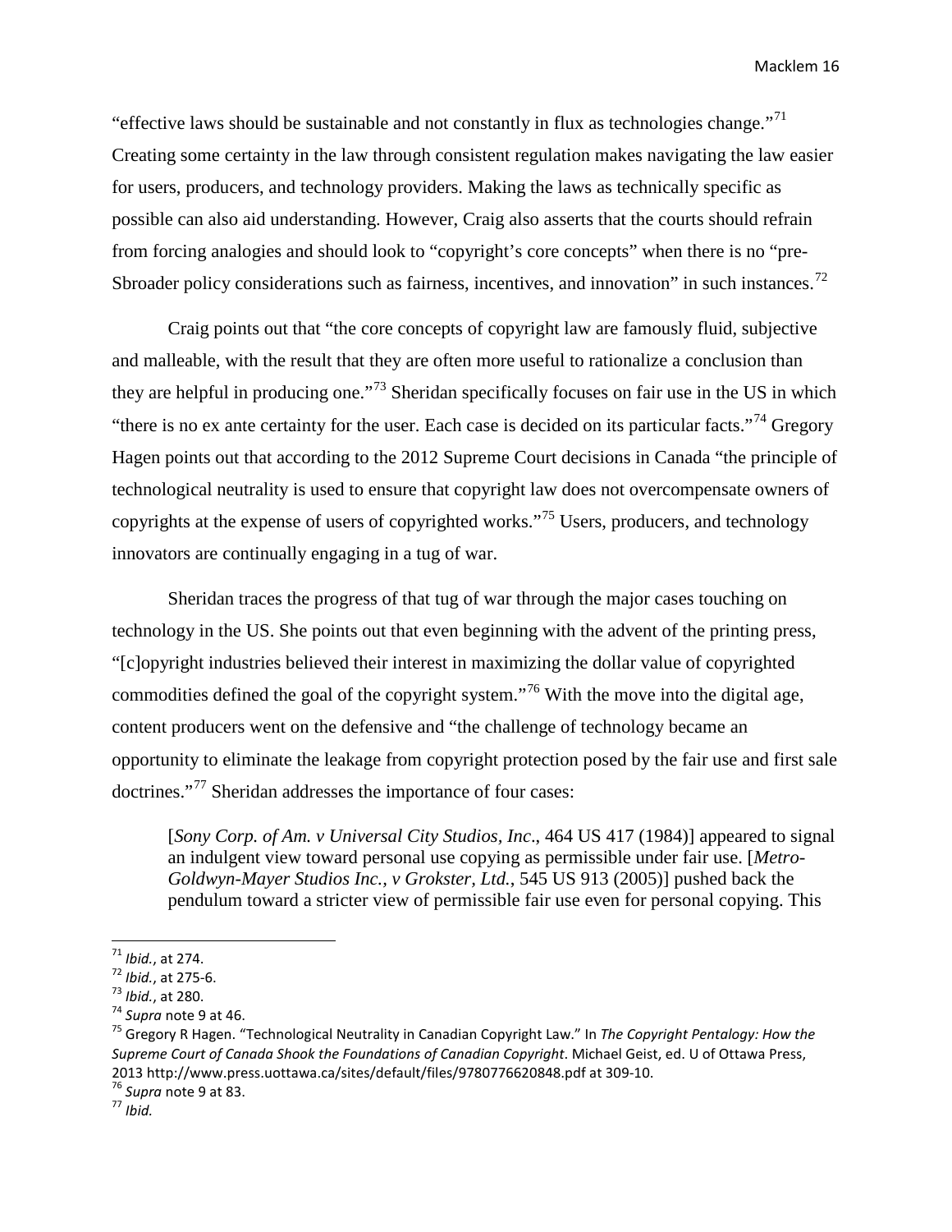"effective laws should be sustainable and not constantly in flux as technologies change."[71] Creating some certainty in the law through consistent regulation makes navigating the law easier for users, producers, and technology providers. Making the laws as technically specific as possible can also aid understanding. However, Craig also asserts that the courts should refrain from forcing analogies and should look to "copyright's core concepts" when there is no "pre-Sbroader policy considerations such as fairness, incentives, and innovation" in such instances.[72]

Craig points out that "the core concepts of copyright law are famously fluid, subjective and malleable, with the result that they are often more useful to rationalize a conclusion than they are helpful in producing one."[73] Sheridan specifically focuses on fair use in the US in which "there is no ex ante certainty for the user. Each case is decided on its particular facts."[74] Gregory Hagen points out that according to the 2012 Supreme Court decisions in Canada "the principle of technological neutrality is used to ensure that copyright law does not overcompensate owners of copyrights at the expense of users of copyrighted works."[75] Users, producers, and technology innovators are continually engaging in a tug of war.

Sheridan traces the progress of that tug of war through the major cases touching on technology in the US. She points out that even beginning with the advent of the printing press, "[c]opyright industries believed their interest in maximizing the dollar value of copyrighted commodities defined the goal of the copyright system."[76] With the move into the digital age, content producers went on the defensive and "the challenge of technology became an opportunity to eliminate the leakage from copyright protection posed by the fair use and first sale doctrines."[77] Sheridan addresses the importance of four cases:

> [*Sony Corp. of Am. v Universal City Studios, Inc*., 464 US 417 (1984)] appeared to signal an indulgent view toward personal use copying as permissible under fair use. [*Metro-Goldwyn-Mayer Studios Inc., v Grokster, Ltd.*, 545 US 913 (2005)] pushed back the pendulum toward a stricter view of permissible fair use even for personal copying. This

---

[71] *Ibid.*, at 274.
[72] *Ibid.*, at 275-6.
[73] *Ibid.*, at 280.
[74] *Supra* note 9 at 46.
[75] Gregory R Hagen. "Technological Neutrality in Canadian Copyright Law." In *The Copyright Pentalogy: How the Supreme Court of Canada Shook the Foundations of Canadian Copyright*. Michael Geist, ed. U of Ottawa Press, 2013 http://www.press.uottawa.ca/sites/default/files/9780776620848.pdf at 309-10.
[76] *Supra* note 9 at 83.
[77] *Ibid.*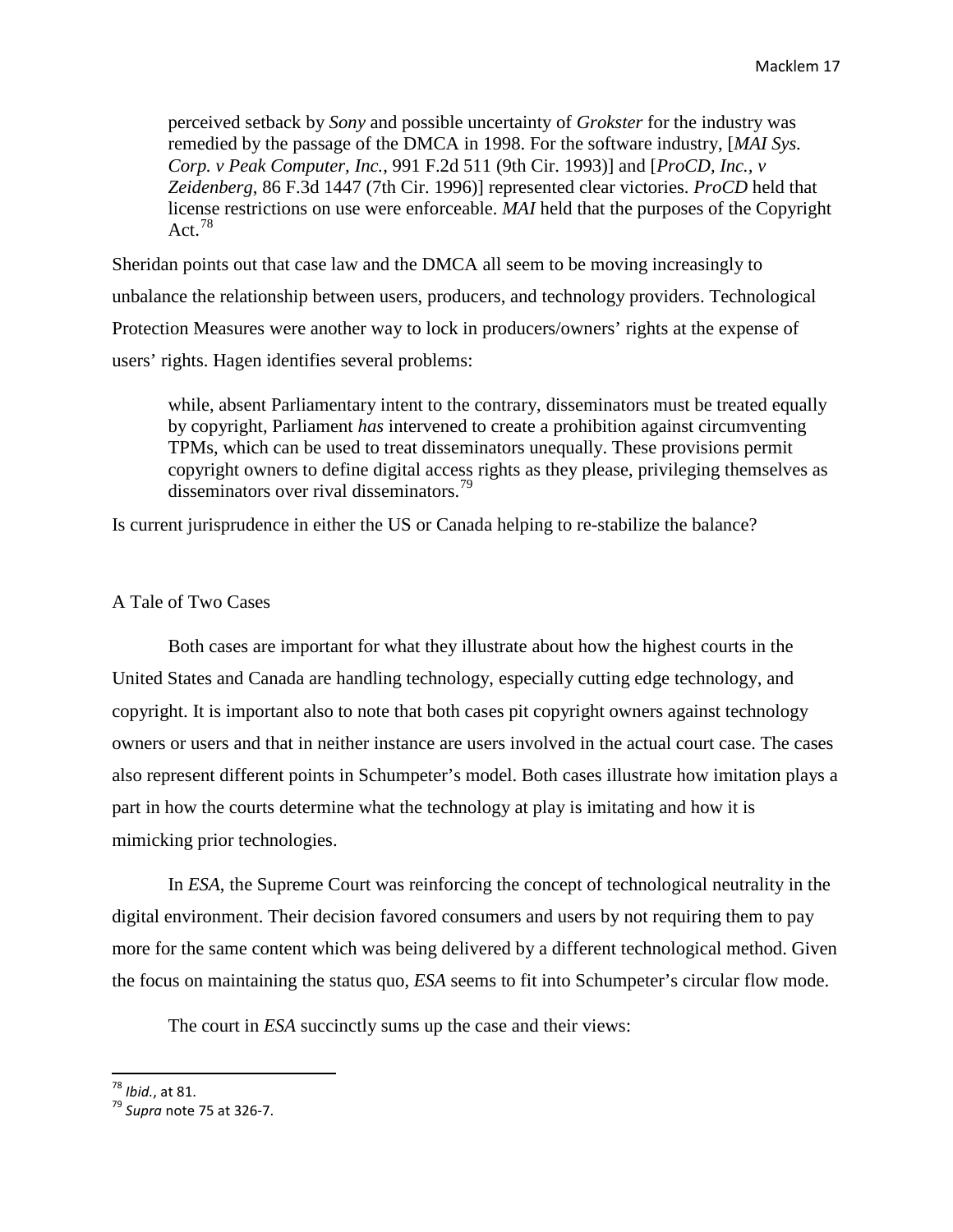> perceived setback by *Sony* and possible uncertainty of *Grokster* for the industry was remedied by the passage of the DMCA in 1998. For the software industry, [*MAI Sys. Corp. v Peak Computer, Inc.*, 991 F.2d 511 (9th Cir. 1993)] and [*ProCD, Inc., v Zeidenberg*, 86 F.3d 1447 (7th Cir. 1996)] represented clear victories. *ProCD* held that license restrictions on use were enforceable. *MAI* held that the purposes of the Copyright Act.[78]

Sheridan points out that case law and the DMCA all seem to be moving increasingly to unbalance the relationship between users, producers, and technology providers. Technological Protection Measures were another way to lock in producers/owners' rights at the expense of users' rights. Hagen identifies several problems:

> while, absent Parliamentary intent to the contrary, disseminators must be treated equally by copyright, Parliament *has* intervened to create a prohibition against circumventing TPMs, which can be used to treat disseminators unequally. These provisions permit copyright owners to define digital access rights as they please, privileging themselves as disseminators over rival disseminators.[79]

Is current jurisprudence in either the US or Canada helping to re-stabilize the balance?

## A Tale of Two Cases

Both cases are important for what they illustrate about how the highest courts in the United States and Canada are handling technology, especially cutting edge technology, and copyright. It is important also to note that both cases pit copyright owners against technology owners or users and that in neither instance are users involved in the actual court case. The cases also represent different points in Schumpeter's model. Both cases illustrate how imitation plays a part in how the courts determine what the technology at play is imitating and how it is mimicking prior technologies.

In *ESA*, the Supreme Court was reinforcing the concept of technological neutrality in the digital environment. Their decision favored consumers and users by not requiring them to pay more for the same content which was being delivered by a different technological method. Given the focus on maintaining the status quo, *ESA* seems to fit into Schumpeter's circular flow mode.

The court in *ESA* succinctly sums up the case and their views:

---

[78] *Ibid.*, at 81.

[79] *Supra* note 75 at 326-7.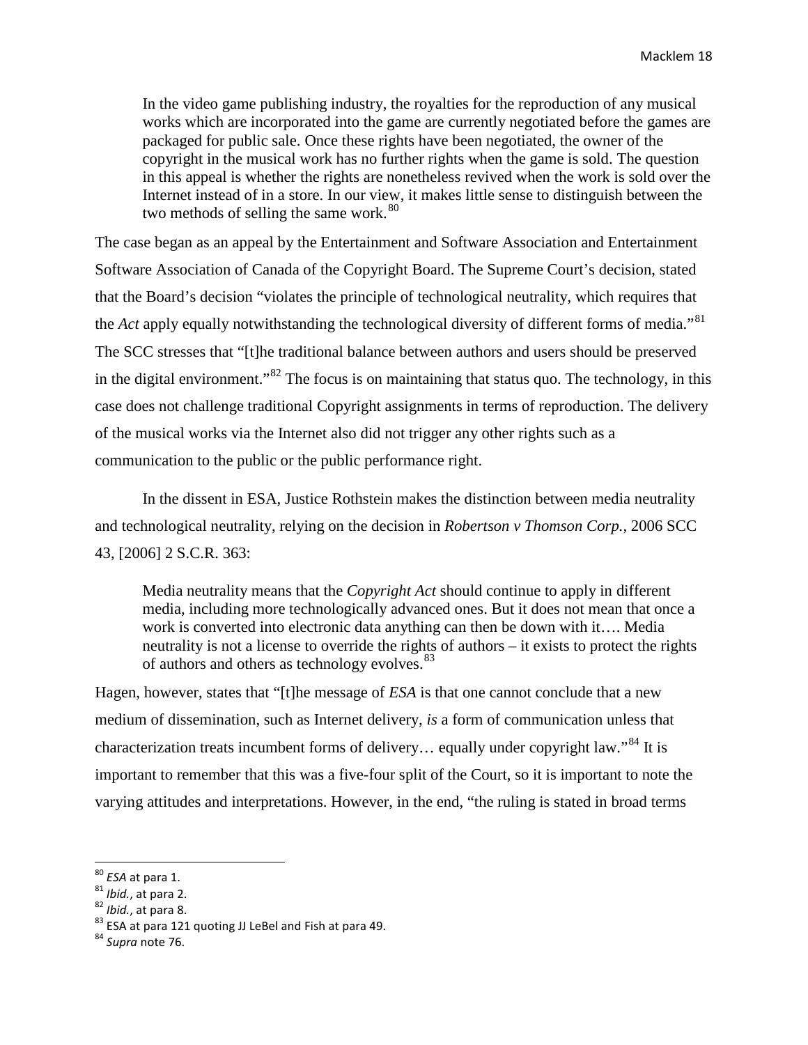> In the video game publishing industry, the royalties for the reproduction of any musical works which are incorporated into the game are currently negotiated before the games are packaged for public sale. Once these rights have been negotiated, the owner of the copyright in the musical work has no further rights when the game is sold. The question in this appeal is whether the rights are nonetheless revived when the work is sold over the Internet instead of in a store. In our view, it makes little sense to distinguish between the two methods of selling the same work.[80]

The case began as an appeal by the Entertainment and Software Association and Entertainment Software Association of Canada of the Copyright Board. The Supreme Court's decision, stated that the Board's decision "violates the principle of technological neutrality, which requires that the *Act* apply equally notwithstanding the technological diversity of different forms of media."[81] The SCC stresses that "[t]he traditional balance between authors and users should be preserved in the digital environment."[82] The focus is on maintaining that status quo. The technology, in this case does not challenge traditional Copyright assignments in terms of reproduction. The delivery of the musical works via the Internet also did not trigger any other rights such as a communication to the public or the public performance right.

In the dissent in ESA, Justice Rothstein makes the distinction between media neutrality and technological neutrality, relying on the decision in *Robertson v Thomson Corp.*, 2006 SCC 43, [2006] 2 S.C.R. 363:

> Media neutrality means that the *Copyright Act* should continue to apply in different media, including more technologically advanced ones. But it does not mean that once a work is converted into electronic data anything can then be down with it…. Media neutrality is not a license to override the rights of authors – it exists to protect the rights of authors and others as technology evolves.[83]

Hagen, however, states that "[t]he message of *ESA* is that one cannot conclude that a new medium of dissemination, such as Internet delivery, *is* a form of communication unless that characterization treats incumbent forms of delivery… equally under copyright law."[84] It is important to remember that this was a five-four split of the Court, so it is important to note the varying attitudes and interpretations. However, in the end, "the ruling is stated in broad terms

---

[80] *ESA* at para 1.

[81] *Ibid.*, at para 2.

[82] *Ibid.*, at para 8.

[83] ESA at para 121 quoting JJ LeBel and Fish at para 49.

[84] *Supra* note 76.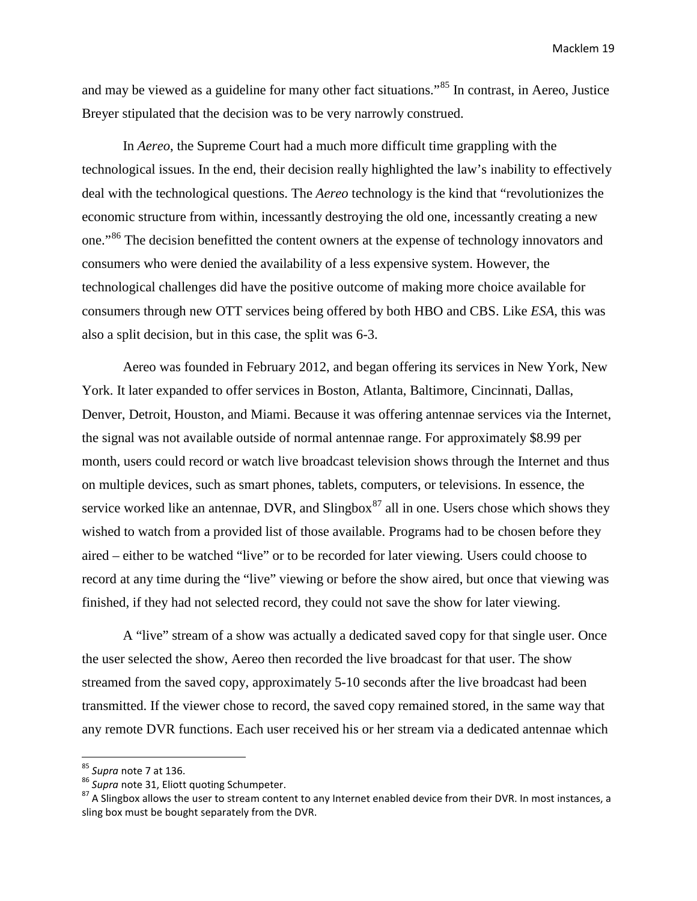and may be viewed as a guideline for many other fact situations."[85] In contrast, in Aereo, Justice Breyer stipulated that the decision was to be very narrowly construed.

In *Aereo*, the Supreme Court had a much more difficult time grappling with the technological issues. In the end, their decision really highlighted the law's inability to effectively deal with the technological questions. The *Aereo* technology is the kind that "revolutionizes the economic structure from within, incessantly destroying the old one, incessantly creating a new one."[86] The decision benefitted the content owners at the expense of technology innovators and consumers who were denied the availability of a less expensive system. However, the technological challenges did have the positive outcome of making more choice available for consumers through new OTT services being offered by both HBO and CBS. Like *ESA*, this was also a split decision, but in this case, the split was 6-3.

Aereo was founded in February 2012, and began offering its services in New York, New York. It later expanded to offer services in Boston, Atlanta, Baltimore, Cincinnati, Dallas, Denver, Detroit, Houston, and Miami. Because it was offering antennae services via the Internet, the signal was not available outside of normal antennae range. For approximately \$8.99 per month, users could record or watch live broadcast television shows through the Internet and thus on multiple devices, such as smart phones, tablets, computers, or televisions. In essence, the service worked like an antennae, DVR, and Slingbox[87] all in one. Users chose which shows they wished to watch from a provided list of those available. Programs had to be chosen before they aired – either to be watched "live" or to be recorded for later viewing. Users could choose to record at any time during the "live" viewing or before the show aired, but once that viewing was finished, if they had not selected record, they could not save the show for later viewing.

A "live" stream of a show was actually a dedicated saved copy for that single user. Once the user selected the show, Aereo then recorded the live broadcast for that user. The show streamed from the saved copy, approximately 5-10 seconds after the live broadcast had been transmitted. If the viewer chose to record, the saved copy remained stored, in the same way that any remote DVR functions. Each user received his or her stream via a dedicated antennae which

---

[85] *Supra* note 7 at 136.

[86] *Supra* note 31, Eliott quoting Schumpeter.

[87] A Slingbox allows the user to stream content to any Internet enabled device from their DVR. In most instances, a sling box must be bought separately from the DVR.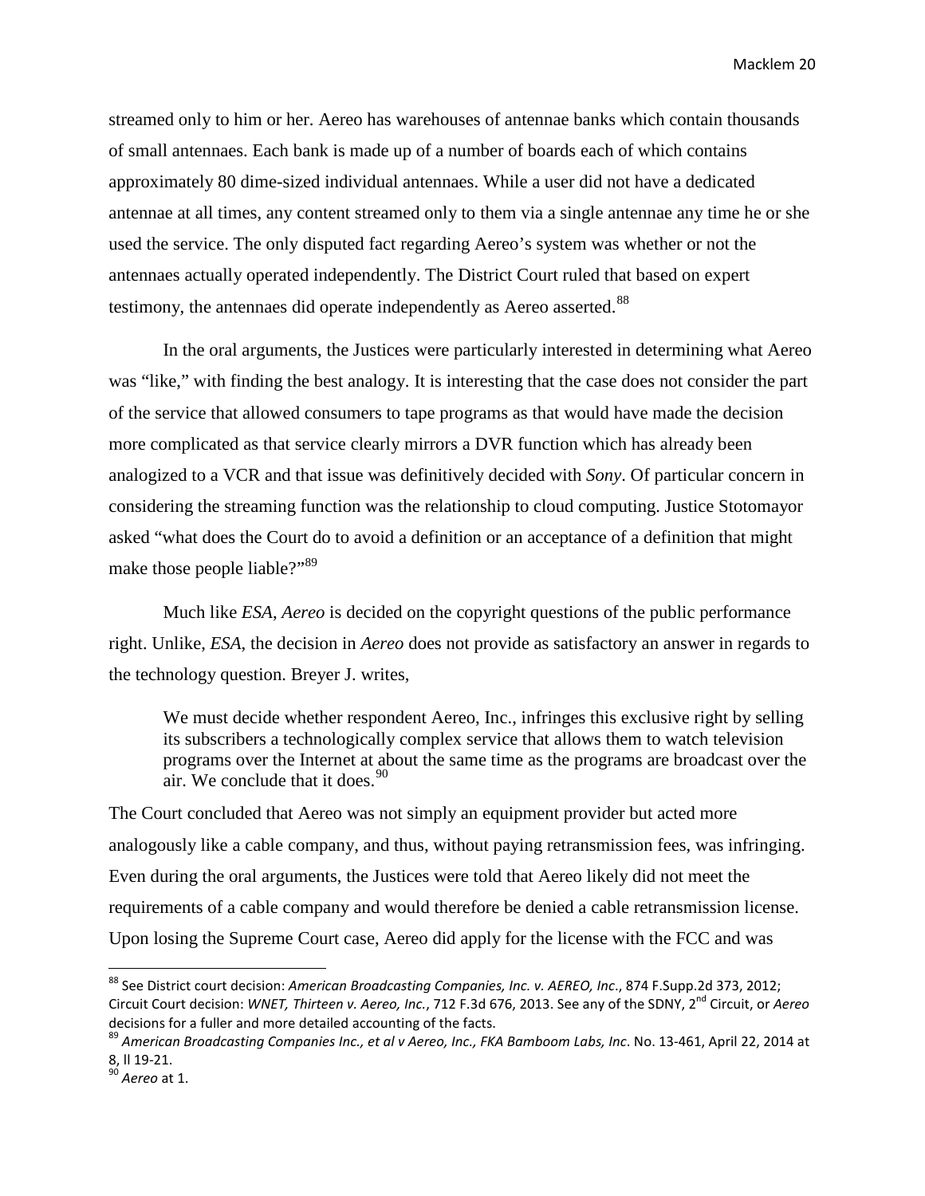streamed only to him or her. Aereo has warehouses of antennae banks which contain thousands of small antennaes. Each bank is made up of a number of boards each of which contains approximately 80 dime-sized individual antennaes. While a user did not have a dedicated antennae at all times, any content streamed only to them via a single antennae any time he or she used the service. The only disputed fact regarding Aereo's system was whether or not the antennaes actually operated independently. The District Court ruled that based on expert testimony, the antennaes did operate independently as Aereo asserted.[88]

In the oral arguments, the Justices were particularly interested in determining what Aereo was "like," with finding the best analogy. It is interesting that the case does not consider the part of the service that allowed consumers to tape programs as that would have made the decision more complicated as that service clearly mirrors a DVR function which has already been analogized to a VCR and that issue was definitively decided with *Sony*. Of particular concern in considering the streaming function was the relationship to cloud computing. Justice Stotomayor asked "what does the Court do to avoid a definition or an acceptance of a definition that might make those people liable?"[89]

Much like *ESA*, *Aereo* is decided on the copyright questions of the public performance right. Unlike, *ESA*, the decision in *Aereo* does not provide as satisfactory an answer in regards to the technology question. Breyer J. writes,

> We must decide whether respondent Aereo, Inc., infringes this exclusive right by selling its subscribers a technologically complex service that allows them to watch television programs over the Internet at about the same time as the programs are broadcast over the air. We conclude that it does.[90]

The Court concluded that Aereo was not simply an equipment provider but acted more analogously like a cable company, and thus, without paying retransmission fees, was infringing. Even during the oral arguments, the Justices were told that Aereo likely did not meet the requirements of a cable company and would therefore be denied a cable retransmission license. Upon losing the Supreme Court case, Aereo did apply for the license with the FCC and was

---

[88] See District court decision: *American Broadcasting Companies, Inc. v. AEREO, Inc*., 874 F.Supp.2d 373, 2012; Circuit Court decision: *WNET, Thirteen v. Aereo, Inc.*, 712 F.3d 676, 2013. See any of the SDNY, 2nd Circuit, or *Aereo* decisions for a fuller and more detailed accounting of the facts.

[89] *American Broadcasting Companies Inc., et al v Aereo, Inc., FKA Bamboom Labs, Inc*. No. 13-461, April 22, 2014 at 8, ll 19-21.

[90] *Aereo* at 1.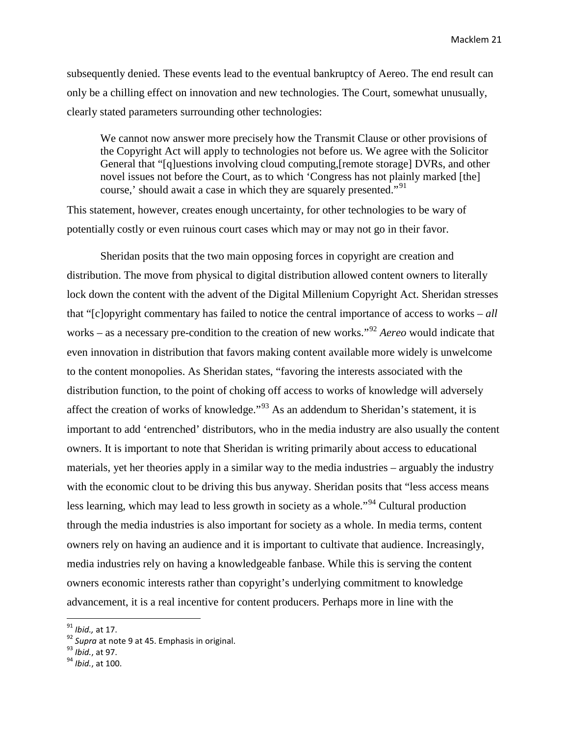subsequently denied. These events lead to the eventual bankruptcy of Aereo. The end result can only be a chilling effect on innovation and new technologies. The Court, somewhat unusually, clearly stated parameters surrounding other technologies:

> We cannot now answer more precisely how the Transmit Clause or other provisions of the Copyright Act will apply to technologies not before us. We agree with the Solicitor General that "[q]uestions involving cloud computing,[remote storage] DVRs, and other novel issues not before the Court, as to which 'Congress has not plainly marked [the] course,' should await a case in which they are squarely presented."[91]

This statement, however, creates enough uncertainty, for other technologies to be wary of potentially costly or even ruinous court cases which may or may not go in their favor.

Sheridan posits that the two main opposing forces in copyright are creation and distribution. The move from physical to digital distribution allowed content owners to literally lock down the content with the advent of the Digital Millenium Copyright Act. Sheridan stresses that "[c]opyright commentary has failed to notice the central importance of access to works – *all* works – as a necessary pre-condition to the creation of new works."[92] *Aereo* would indicate that even innovation in distribution that favors making content available more widely is unwelcome to the content monopolies. As Sheridan states, "favoring the interests associated with the distribution function, to the point of choking off access to works of knowledge will adversely affect the creation of works of knowledge."[93] As an addendum to Sheridan's statement, it is important to add 'entrenched' distributors, who in the media industry are also usually the content owners. It is important to note that Sheridan is writing primarily about access to educational materials, yet her theories apply in a similar way to the media industries – arguably the industry with the economic clout to be driving this bus anyway. Sheridan posits that "less access means less learning, which may lead to less growth in society as a whole."[94] Cultural production through the media industries is also important for society as a whole. In media terms, content owners rely on having an audience and it is important to cultivate that audience. Increasingly, media industries rely on having a knowledgeable fanbase. While this is serving the content owners economic interests rather than copyright's underlying commitment to knowledge advancement, it is a real incentive for content producers. Perhaps more in line with the

---

[91] *Ibid.,* at 17.

[92] *Supra* at note 9 at 45. Emphasis in original.

[93] *Ibid.*, at 97.

[94] *Ibid.*, at 100.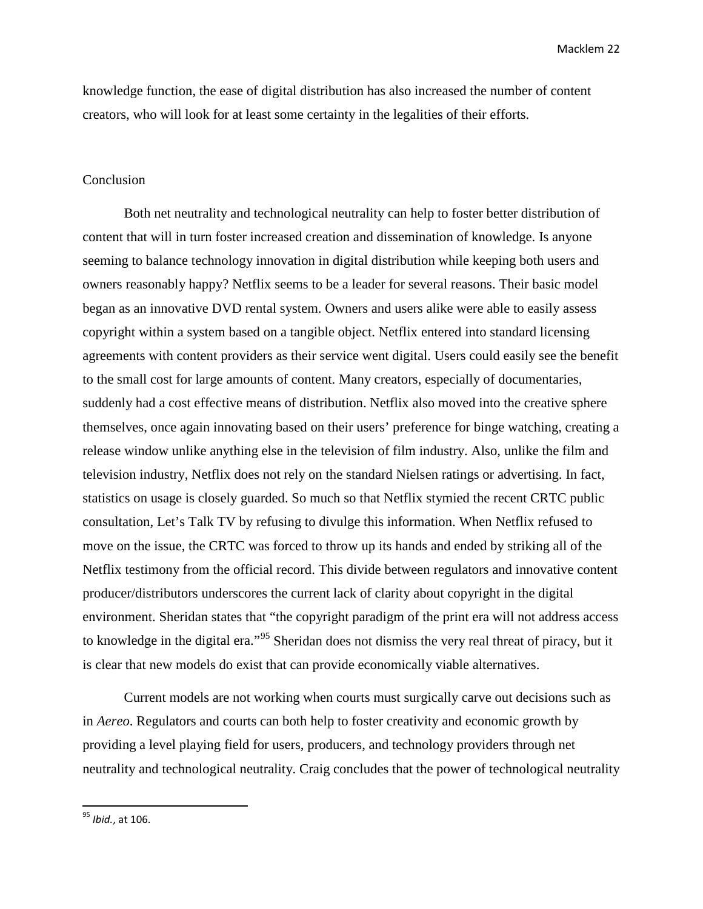knowledge function, the ease of digital distribution has also increased the number of content creators, who will look for at least some certainty in the legalities of their efforts.

## Conclusion

Both net neutrality and technological neutrality can help to foster better distribution of content that will in turn foster increased creation and dissemination of knowledge. Is anyone seeming to balance technology innovation in digital distribution while keeping both users and owners reasonably happy? Netflix seems to be a leader for several reasons. Their basic model began as an innovative DVD rental system. Owners and users alike were able to easily assess copyright within a system based on a tangible object. Netflix entered into standard licensing agreements with content providers as their service went digital. Users could easily see the benefit to the small cost for large amounts of content. Many creators, especially of documentaries, suddenly had a cost effective means of distribution. Netflix also moved into the creative sphere themselves, once again innovating based on their users' preference for binge watching, creating a release window unlike anything else in the television of film industry. Also, unlike the film and television industry, Netflix does not rely on the standard Nielsen ratings or advertising. In fact, statistics on usage is closely guarded. So much so that Netflix stymied the recent CRTC public consultation, Let's Talk TV by refusing to divulge this information. When Netflix refused to move on the issue, the CRTC was forced to throw up its hands and ended by striking all of the Netflix testimony from the official record. This divide between regulators and innovative content producer/distributors underscores the current lack of clarity about copyright in the digital environment. Sheridan states that "the copyright paradigm of the print era will not address access to knowledge in the digital era."[95] Sheridan does not dismiss the very real threat of piracy, but it is clear that new models do exist that can provide economically viable alternatives.

Current models are not working when courts must surgically carve out decisions such as in *Aereo*. Regulators and courts can both help to foster creativity and economic growth by providing a level playing field for users, producers, and technology providers through net neutrality and technological neutrality. Craig concludes that the power of technological neutrality

---

[95] *Ibid.*, at 106.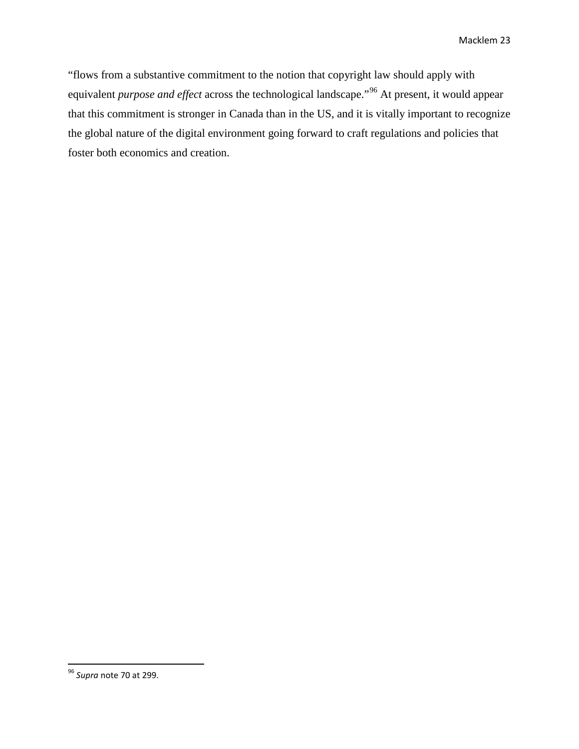"flows from a substantive commitment to the notion that copyright law should apply with equivalent *purpose and effect* across the technological landscape."[96] At present, it would appear that this commitment is stronger in Canada than in the US, and it is vitally important to recognize the global nature of the digital environment going forward to craft regulations and policies that foster both economics and creation.

---

[96] *Supra* note 70 at 299.